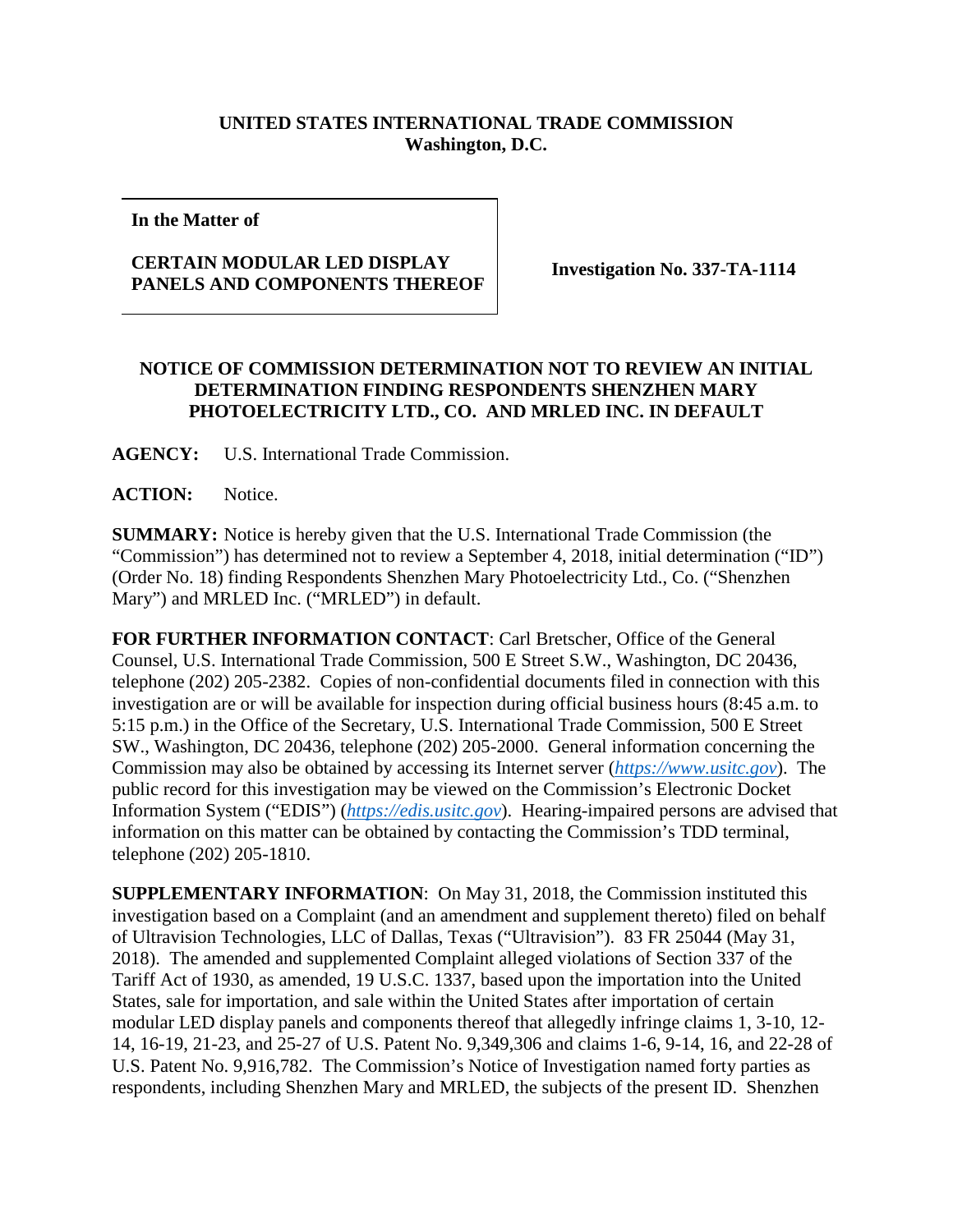**UNITED STATES INTERNATIONAL TRADE COMMISSION**
**Washington, D.C.**

| In the Matter of<br><br>**CERTAIN MODULAR LED DISPLAY PANELS AND COMPONENTS THEREOF** | **Investigation No. 337-TA-1114** |
|---|---|

**NOTICE OF COMMISSION DETERMINATION NOT TO REVIEW AN INITIAL DETERMINATION FINDING RESPONDENTS SHENZHEN MARY PHOTOELECTRICITY LTD., CO. AND MRLED INC. IN DEFAULT**

**AGENCY:** U.S. International Trade Commission.

**ACTION:** Notice.

**SUMMARY:** Notice is hereby given that the U.S. International Trade Commission (the "Commission") has determined not to review a September 4, 2018, initial determination ("ID") (Order No. 18) finding Respondents Shenzhen Mary Photoelectricity Ltd., Co. ("Shenzhen Mary") and MRLED Inc. ("MRLED") in default.

**FOR FURTHER INFORMATION CONTACT**: Carl Bretscher, Office of the General Counsel, U.S. International Trade Commission, 500 E Street S.W., Washington, DC 20436, telephone (202) 205-2382. Copies of non-confidential documents filed in connection with this investigation are or will be available for inspection during official business hours (8:45 a.m. to 5:15 p.m.) in the Office of the Secretary, U.S. International Trade Commission, 500 E Street SW., Washington, DC 20436, telephone (202) 205-2000. General information concerning the Commission may also be obtained by accessing its Internet server (*https://www.usitc.gov*). The public record for this investigation may be viewed on the Commission's Electronic Docket Information System ("EDIS") (*https://edis.usitc.gov*). Hearing-impaired persons are advised that information on this matter can be obtained by contacting the Commission's TDD terminal, telephone (202) 205-1810.

**SUPPLEMENTARY INFORMATION**: On May 31, 2018, the Commission instituted this investigation based on a Complaint (and an amendment and supplement thereto) filed on behalf of Ultravision Technologies, LLC of Dallas, Texas ("Ultravision"). 83 FR 25044 (May 31, 2018). The amended and supplemented Complaint alleged violations of Section 337 of the Tariff Act of 1930, as amended, 19 U.S.C. 1337, based upon the importation into the United States, sale for importation, and sale within the United States after importation of certain modular LED display panels and components thereof that allegedly infringe claims 1, 3-10, 12-14, 16-19, 21-23, and 25-27 of U.S. Patent No. 9,349,306 and claims 1-6, 9-14, 16, and 22-28 of U.S. Patent No. 9,916,782. The Commission's Notice of Investigation named forty parties as respondents, including Shenzhen Mary and MRLED, the subjects of the present ID. Shenzhen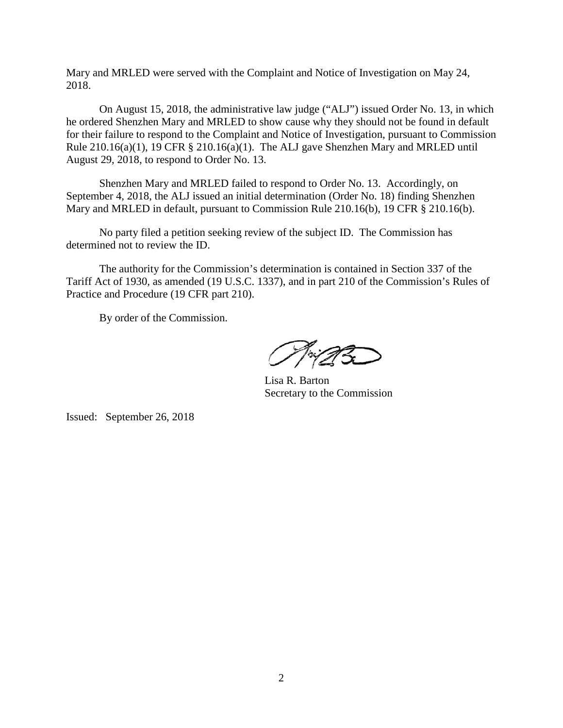Mary and MRLED were served with the Complaint and Notice of Investigation on May 24, 2018.

On August 15, 2018, the administrative law judge ("ALJ") issued Order No. 13, in which he ordered Shenzhen Mary and MRLED to show cause why they should not be found in default for their failure to respond to the Complaint and Notice of Investigation, pursuant to Commission Rule 210.16(a)(1), 19 CFR § 210.16(a)(1). The ALJ gave Shenzhen Mary and MRLED until August 29, 2018, to respond to Order No. 13.

Shenzhen Mary and MRLED failed to respond to Order No. 13. Accordingly, on September 4, 2018, the ALJ issued an initial determination (Order No. 18) finding Shenzhen Mary and MRLED in default, pursuant to Commission Rule 210.16(b), 19 CFR § 210.16(b).

No party filed a petition seeking review of the subject ID. The Commission has determined not to review the ID.

The authority for the Commission's determination is contained in Section 337 of the Tariff Act of 1930, as amended (19 U.S.C. 1337), and in part 210 of the Commission's Rules of Practice and Procedure (19 CFR part 210).

By order of the Commission.

Lisa R. Barton
Secretary to the Commission

Issued: September 26, 2018